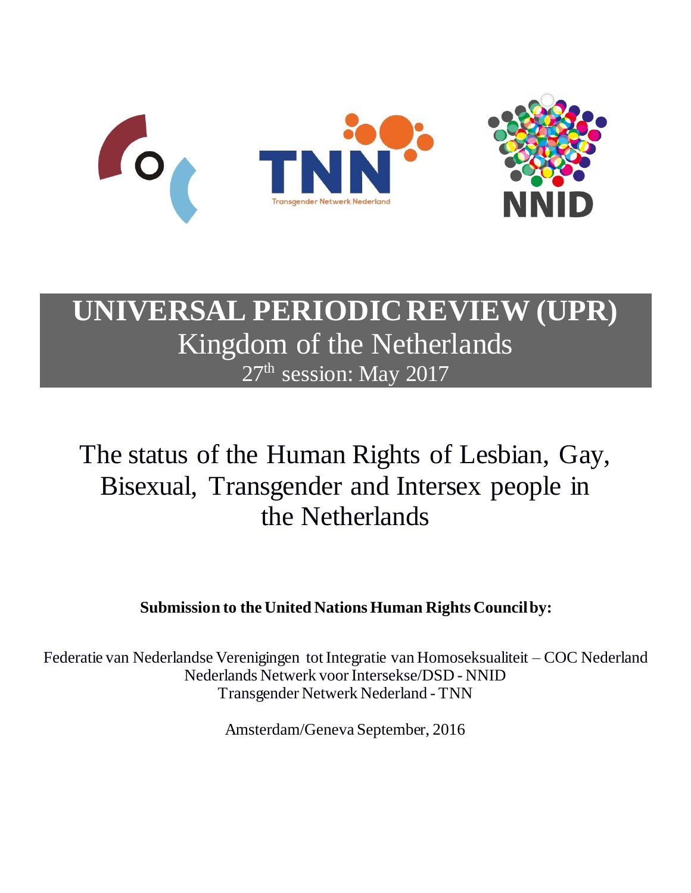# UNIVERSAL PERIODIC REVIEW (UPR)

## Kingdom of the Netherlands

27th session: May 2017

# The status of the Human Rights of Lesbian, Gay, Bisexual, Transgender and Intersex people in the Netherlands

**Submission to the United Nations Human Rights Council by:**

Federatie van Nederlandse Verenigingen tot Integratie van Homoseksualiteit – COC Nederland
Nederlands Netwerk voor Intersekse/DSD - NNID
Transgender Netwerk Nederland - TNN

Amsterdam/Geneva September, 2016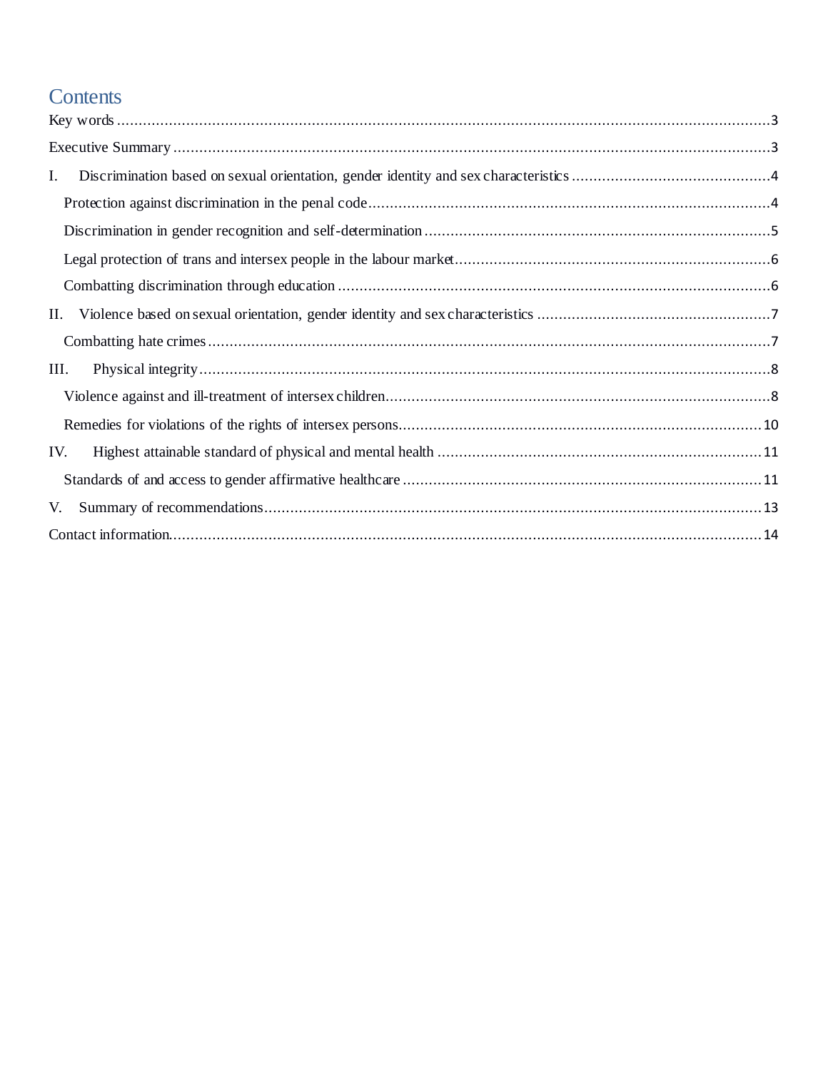# Contents

Key words ........................................................................................................................................3

Executive Summary ..........................................................................................................................3

I. Discrimination based on sexual orientation, gender identity and sex characteristics ..............................................4

- Protection against discrimination in the penal code ..............................................................................4
- Discrimination in gender recognition and self-determination ...................................................................5
- Legal protection of trans and intersex people in the labour market .........................................................6
- Combatting discrimination through education ......................................................................................6

II. Violence based on sexual orientation, gender identity and sex characteristics .......................................................7

- Combatting hate crimes ..................................................................................................................7

III. Physical integrity ......................................................................................................................8

- Violence against and ill-treatment of intersex children ..........................................................................8
- Remedies for violations of the rights of intersex persons .......................................................................10

IV. Highest attainable standard of physical and mental health ..................................................................11

- Standards of and access to gender affirmative healthcare ....................................................................11

V. Summary of recommendations ......................................................................................................13

Contact information..........................................................................................................................14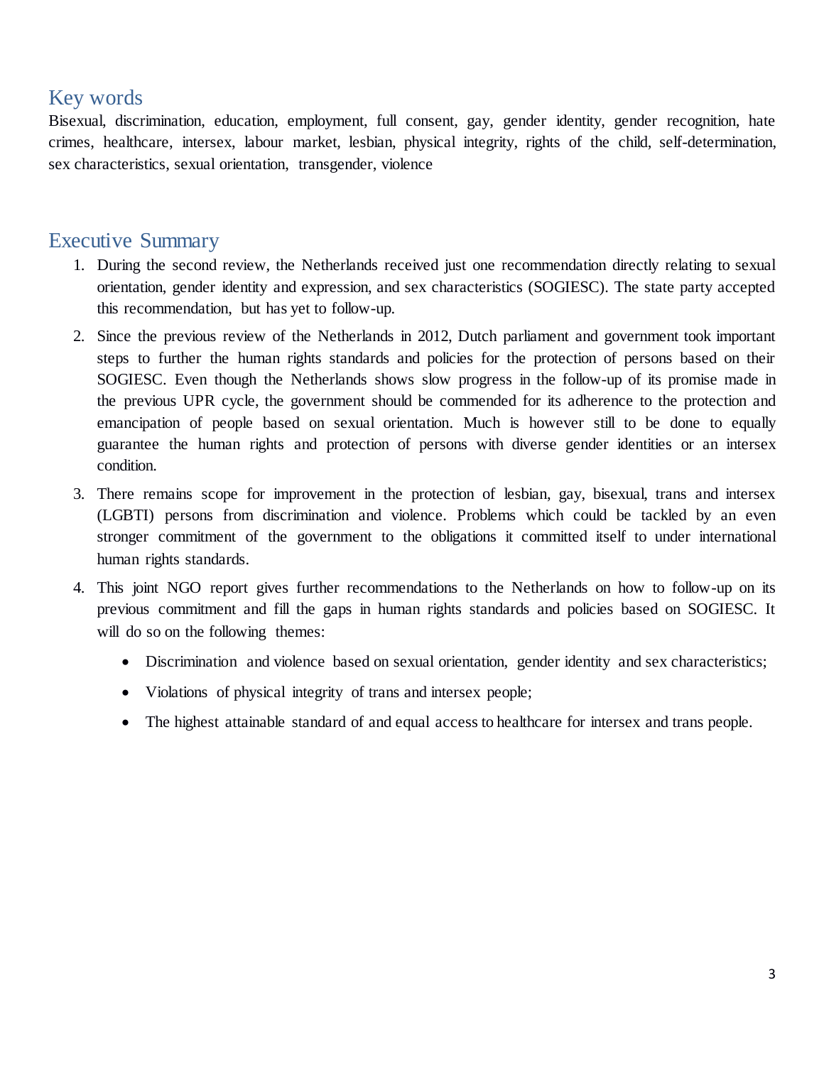## Key words

Bisexual, discrimination, education, employment, full consent, gay, gender identity, gender recognition, hate crimes, healthcare, intersex, labour market, lesbian, physical integrity, rights of the child, self-determination, sex characteristics, sexual orientation, transgender, violence

## Executive Summary

1. During the second review, the Netherlands received just one recommendation directly relating to sexual orientation, gender identity and expression, and sex characteristics (SOGIESC). The state party accepted this recommendation, but has yet to follow-up.
2. Since the previous review of the Netherlands in 2012, Dutch parliament and government took important steps to further the human rights standards and policies for the protection of persons based on their SOGIESC. Even though the Netherlands shows slow progress in the follow-up of its promise made in the previous UPR cycle, the government should be commended for its adherence to the protection and emancipation of people based on sexual orientation. Much is however still to be done to equally guarantee the human rights and protection of persons with diverse gender identities or an intersex condition.
3. There remains scope for improvement in the protection of lesbian, gay, bisexual, trans and intersex (LGBTI) persons from discrimination and violence. Problems which could be tackled by an even stronger commitment of the government to the obligations it committed itself to under international human rights standards.
4. This joint NGO report gives further recommendations to the Netherlands on how to follow-up on its previous commitment and fill the gaps in human rights standards and policies based on SOGIESC. It will do so on the following themes:
   - Discrimination and violence based on sexual orientation, gender identity and sex characteristics;
   - Violations of physical integrity of trans and intersex people;
   - The highest attainable standard of and equal access to healthcare for intersex and trans people.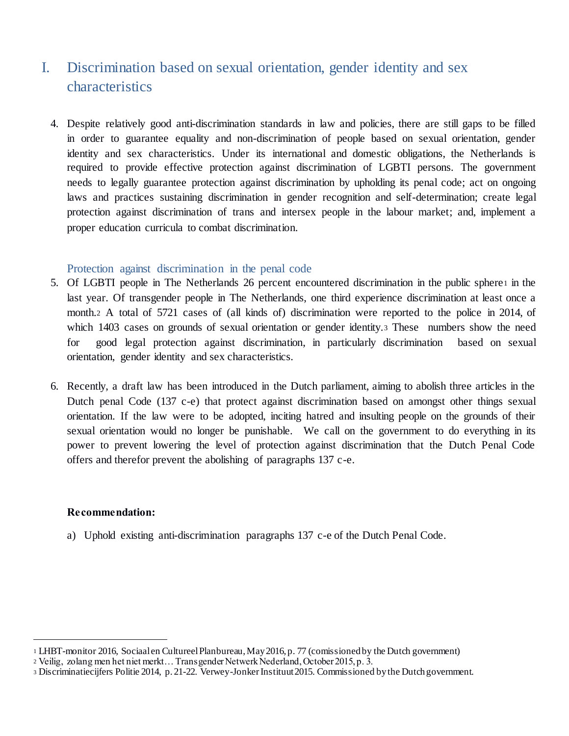# I. Discrimination based on sexual orientation, gender identity and sex characteristics

4. Despite relatively good anti-discrimination standards in law and policies, there are still gaps to be filled in order to guarantee equality and non-discrimination of people based on sexual orientation, gender identity and sex characteristics. Under its international and domestic obligations, the Netherlands is required to provide effective protection against discrimination of LGBTI persons. The government needs to legally guarantee protection against discrimination by upholding its penal code; act on ongoing laws and practices sustaining discrimination in gender recognition and self-determination; create legal protection against discrimination of trans and intersex people in the labour market; and, implement a proper education curricula to combat discrimination.

## Protection against discrimination in the penal code

5. Of LGBTI people in The Netherlands 26 percent encountered discrimination in the public sphere[1] in the last year. Of transgender people in The Netherlands, one third experience discrimination at least once a month.[2] A total of 5721 cases of (all kinds of) discrimination were reported to the police in 2014, of which 1403 cases on grounds of sexual orientation or gender identity.[3] These numbers show the need for good legal protection against discrimination, in particularly discrimination based on sexual orientation, gender identity and sex characteristics.

6. Recently, a draft law has been introduced in the Dutch parliament, aiming to abolish three articles in the Dutch penal Code (137 c-e) that protect against discrimination based on amongst other things sexual orientation. If the law were to be adopted, inciting hatred and insulting people on the grounds of their sexual orientation would no longer be punishable. We call on the government to do everything in its power to prevent lowering the level of protection against discrimination that the Dutch Penal Code offers and therefor prevent the abolishing of paragraphs 137 c-e.

**Recommendation:**

a) Uphold existing anti-discrimination paragraphs 137 c-e of the Dutch Penal Code.

---

[1] LHBT-monitor 2016, Sociaal en Cultureel Planbureau, May 2016, p. 77 (comissioned by the Dutch government)

[2] Veilig, zolang men het niet merkt… Transgender Netwerk Nederland, October 2015, p. 3.

[3] Discriminatiecijfers Politie 2014, p. 21-22. Verwey-Jonker Instituut 2015. Commissioned by the Dutch government.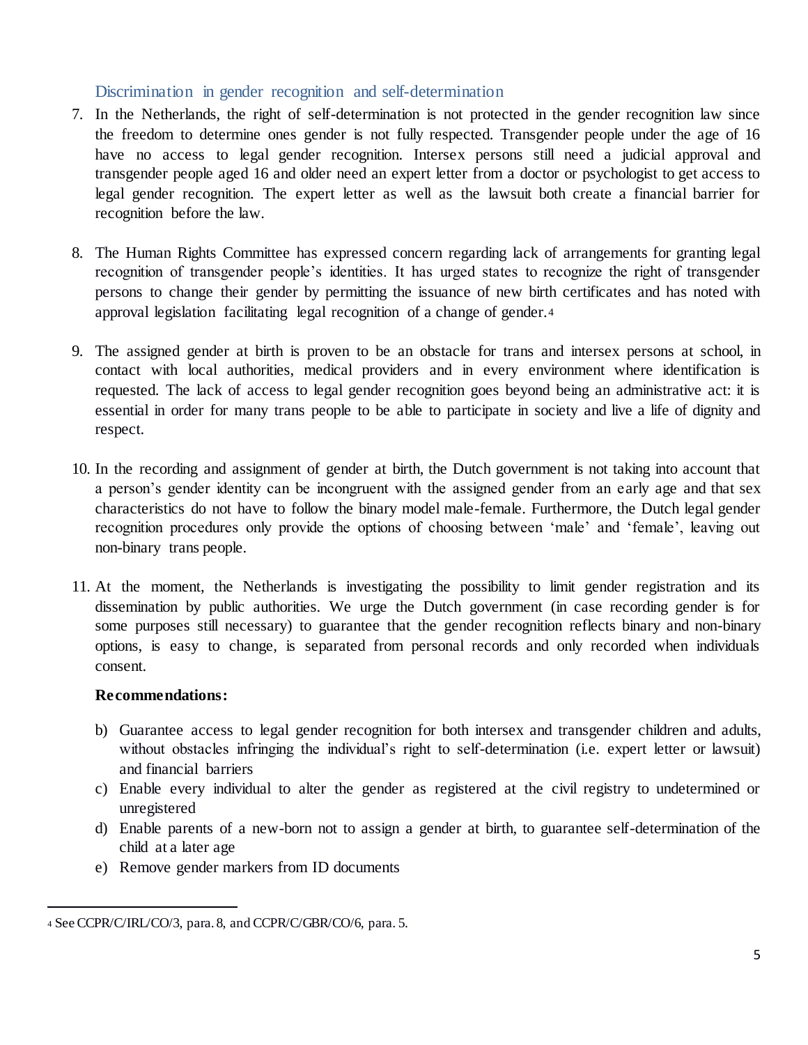### Discrimination in gender recognition and self-determination

7. In the Netherlands, the right of self-determination is not protected in the gender recognition law since the freedom to determine ones gender is not fully respected. Transgender people under the age of 16 have no access to legal gender recognition. Intersex persons still need a judicial approval and transgender people aged 16 and older need an expert letter from a doctor or psychologist to get access to legal gender recognition. The expert letter as well as the lawsuit both create a financial barrier for recognition before the law.

8. The Human Rights Committee has expressed concern regarding lack of arrangements for granting legal recognition of transgender people's identities. It has urged states to recognize the right of transgender persons to change their gender by permitting the issuance of new birth certificates and has noted with approval legislation facilitating legal recognition of a change of gender.[4]

9. The assigned gender at birth is proven to be an obstacle for trans and intersex persons at school, in contact with local authorities, medical providers and in every environment where identification is requested. The lack of access to legal gender recognition goes beyond being an administrative act: it is essential in order for many trans people to be able to participate in society and live a life of dignity and respect.

10. In the recording and assignment of gender at birth, the Dutch government is not taking into account that a person's gender identity can be incongruent with the assigned gender from an early age and that sex characteristics do not have to follow the binary model male-female. Furthermore, the Dutch legal gender recognition procedures only provide the options of choosing between 'male' and 'female', leaving out non-binary trans people.

11. At the moment, the Netherlands is investigating the possibility to limit gender registration and its dissemination by public authorities. We urge the Dutch government (in case recording gender is for some purposes still necessary) to guarantee that the gender recognition reflects binary and non-binary options, is easy to change, is separated from personal records and only recorded when individuals consent.

**Recommendations:**

b) Guarantee access to legal gender recognition for both intersex and transgender children and adults, without obstacles infringing the individual's right to self-determination (i.e. expert letter or lawsuit) and financial barriers

c) Enable every individual to alter the gender as registered at the civil registry to undetermined or unregistered

d) Enable parents of a new-born not to assign a gender at birth, to guarantee self-determination of the child at a later age

e) Remove gender markers from ID documents

---

[4] See CCPR/C/IRL/CO/3, para. 8, and CCPR/C/GBR/CO/6, para. 5.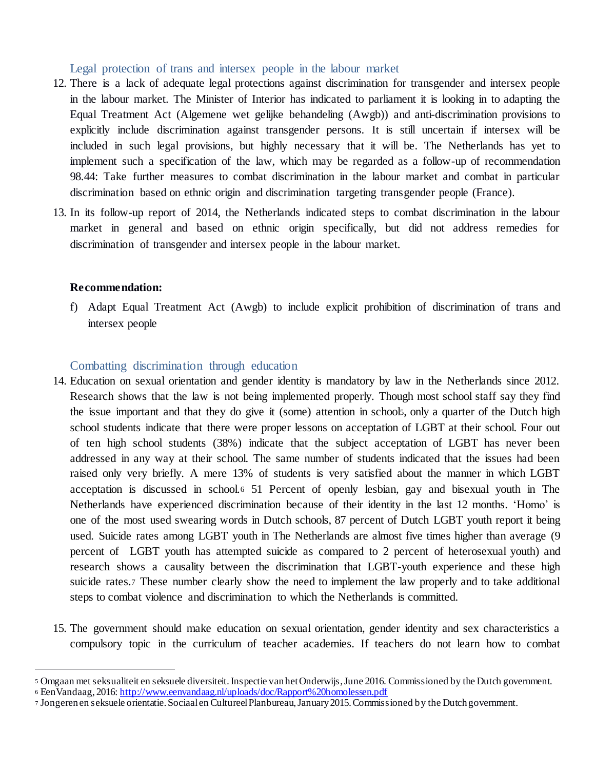### Legal protection of trans and intersex people in the labour market

12. There is a lack of adequate legal protections against discrimination for transgender and intersex people in the labour market. The Minister of Interior has indicated to parliament it is looking in to adapting the Equal Treatment Act (Algemene wet gelijke behandeling (Awgb)) and anti-discrimination provisions to explicitly include discrimination against transgender persons. It is still uncertain if intersex will be included in such legal provisions, but highly necessary that it will be. The Netherlands has yet to implement such a specification of the law, which may be regarded as a follow-up of recommendation 98.44: Take further measures to combat discrimination in the labour market and combat in particular discrimination based on ethnic origin and discrimination targeting transgender people (France).

13. In its follow-up report of 2014, the Netherlands indicated steps to combat discrimination in the labour market in general and based on ethnic origin specifically, but did not address remedies for discrimination of transgender and intersex people in the labour market.

**Recommendation:**

f) Adapt Equal Treatment Act (Awgb) to include explicit prohibition of discrimination of trans and intersex people

### Combatting discrimination through education

14. Education on sexual orientation and gender identity is mandatory by law in the Netherlands since 2012. Research shows that the law is not being implemented properly. Though most school staff say they find the issue important and that they do give it (some) attention in school[5], only a quarter of the Dutch high school students indicate that there were proper lessons on acceptation of LGBT at their school. Four out of ten high school students (38%) indicate that the subject acceptation of LGBT has never been addressed in any way at their school. The same number of students indicated that the issues had been raised only very briefly. A mere 13% of students is very satisfied about the manner in which LGBT acceptation is discussed in school.[6] 51 Percent of openly lesbian, gay and bisexual youth in The Netherlands have experienced discrimination because of their identity in the last 12 months. 'Homo' is one of the most used swearing words in Dutch schools, 87 percent of Dutch LGBT youth report it being used. Suicide rates among LGBT youth in The Netherlands are almost five times higher than average (9 percent of LGBT youth has attempted suicide as compared to 2 percent of heterosexual youth) and research shows a causality between the discrimination that LGBT-youth experience and these high suicide rates.[7] These number clearly show the need to implement the law properly and to take additional steps to combat violence and discrimination to which the Netherlands is committed.

15. The government should make education on sexual orientation, gender identity and sex characteristics a compulsory topic in the curriculum of teacher academies. If teachers do not learn how to combat

---

[5] Omgaan met seksualiteit en seksuele diversiteit. Inspectie van het Onderwijs, June 2016. Commissioned by the Dutch government.

[6] EenVandaag, 2016: http://www.eenvandaag.nl/uploads/doc/Rapport%20homolessen.pdf

[7] Jongeren en seksuele orientatie. Sociaal en Cultureel Planbureau, January 2015. Commissioned by the Dutch government.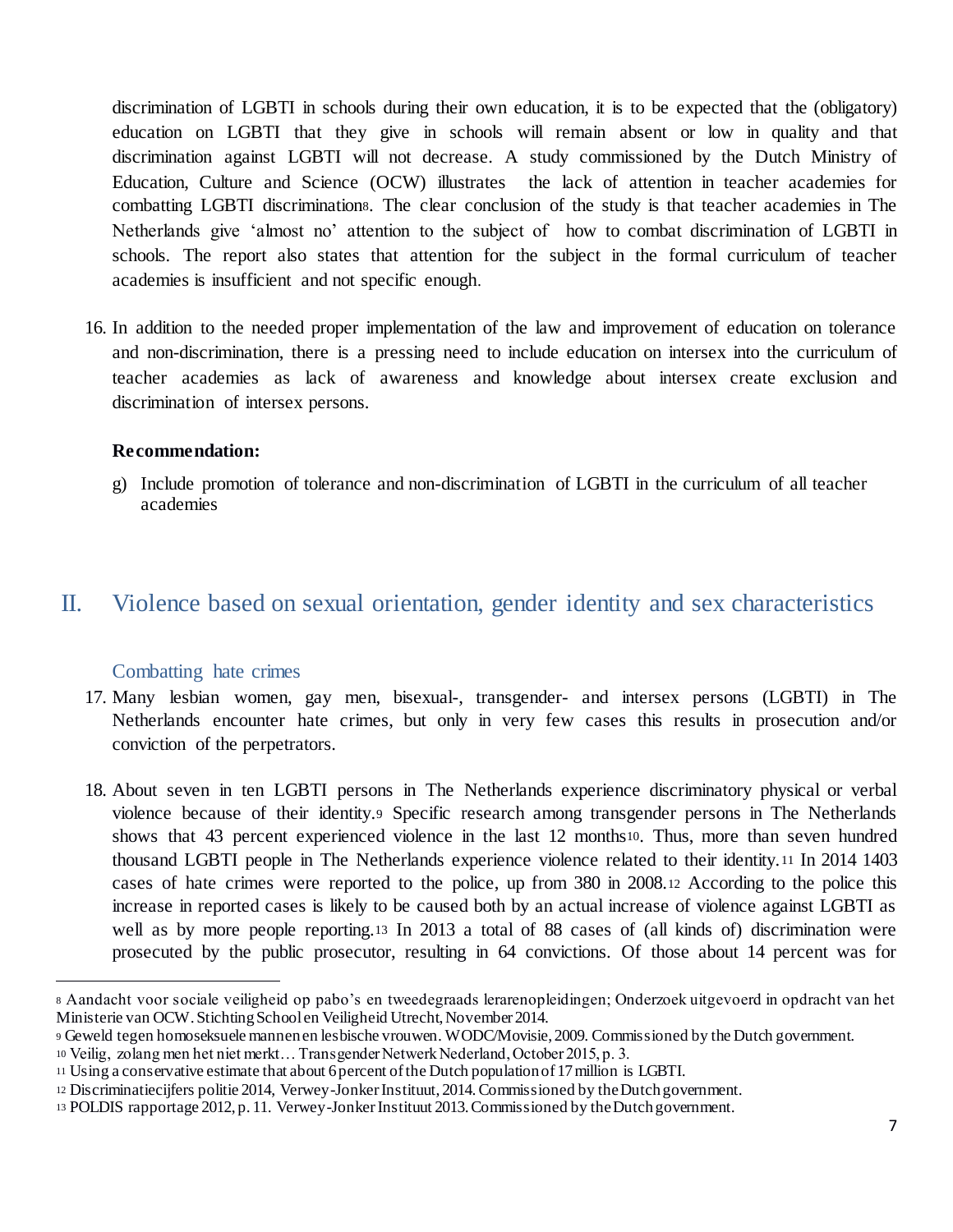discrimination of LGBTI in schools during their own education, it is to be expected that the (obligatory) education on LGBTI that they give in schools will remain absent or low in quality and that discrimination against LGBTI will not decrease. A study commissioned by the Dutch Ministry of Education, Culture and Science (OCW) illustrates the lack of attention in teacher academies for combatting LGBTI discrimination[8]. The clear conclusion of the study is that teacher academies in The Netherlands give 'almost no' attention to the subject of how to combat discrimination of LGBTI in schools. The report also states that attention for the subject in the formal curriculum of teacher academies is insufficient and not specific enough.

16. In addition to the needed proper implementation of the law and improvement of education on tolerance and non-discrimination, there is a pressing need to include education on intersex into the curriculum of teacher academies as lack of awareness and knowledge about intersex create exclusion and discrimination of intersex persons.

**Recommendation:**

g) Include promotion of tolerance and non-discrimination of LGBTI in the curriculum of all teacher academies

## II. Violence based on sexual orientation, gender identity and sex characteristics

### Combatting hate crimes

17. Many lesbian women, gay men, bisexual-, transgender- and intersex persons (LGBTI) in The Netherlands encounter hate crimes, but only in very few cases this results in prosecution and/or conviction of the perpetrators.

18. About seven in ten LGBTI persons in The Netherlands experience discriminatory physical or verbal violence because of their identity.[9] Specific research among transgender persons in The Netherlands shows that 43 percent experienced violence in the last 12 months[10]. Thus, more than seven hundred thousand LGBTI people in The Netherlands experience violence related to their identity.[11] In 2014 1403 cases of hate crimes were reported to the police, up from 380 in 2008.[12] According to the police this increase in reported cases is likely to be caused both by an actual increase of violence against LGBTI as well as by more people reporting.[13] In 2013 a total of 88 cases of (all kinds of) discrimination were prosecuted by the public prosecutor, resulting in 64 convictions. Of those about 14 percent was for

---

[8] Aandacht voor sociale veiligheid op pabo's en tweedegraads lerarenopleidingen; Onderzoek uitgevoerd in opdracht van het Ministerie van OCW. Stichting School en Veiligheid Utrecht, November 2014.

[9] Geweld tegen homoseksuele mannen en lesbische vrouwen. WODC/Movisie, 2009. Commissioned by the Dutch government.

[10] Veilig, zolang men het niet merkt… Transgender Netwerk Nederland, October 2015, p. 3.

[11] Using a conservative estimate that about 6 percent of the Dutch population of 17 million is LGBTI.

[12] Discriminatiecijfers politie 2014, Verwey-Jonker Instituut, 2014. Commissioned by the Dutch government.

[13] POLDIS rapportage 2012, p. 11. Verwey-Jonker Instituut 2013. Commissioned by the Dutch government.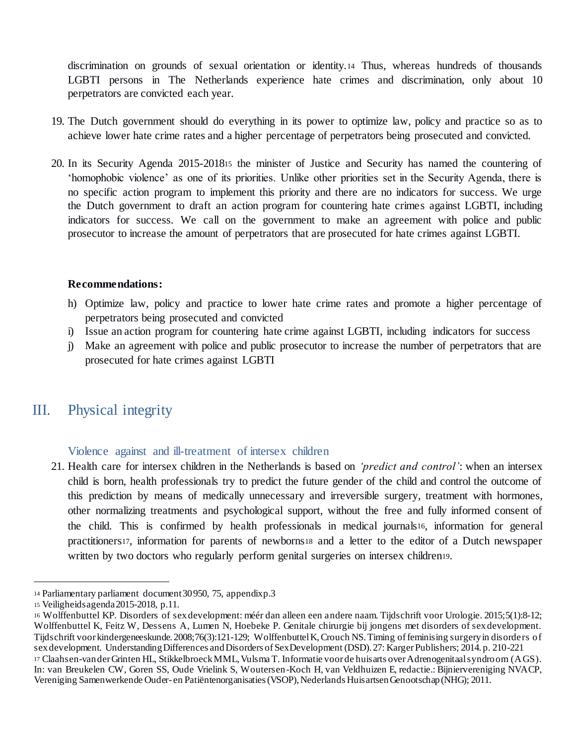discrimination on grounds of sexual orientation or identity.[14] Thus, whereas hundreds of thousands LGBTI persons in The Netherlands experience hate crimes and discrimination, only about 10 perpetrators are convicted each year.

19. The Dutch government should do everything in its power to optimize law, policy and practice so as to achieve lower hate crime rates and a higher percentage of perpetrators being prosecuted and convicted.

20. In its Security Agenda 2015-2018[15] the minister of Justice and Security has named the countering of 'homophobic violence' as one of its priorities. Unlike other priorities set in the Security Agenda, there is no specific action program to implement this priority and there are no indicators for success. We urge the Dutch government to draft an action program for countering hate crimes against LGBTI, including indicators for success. We call on the government to make an agreement with police and public prosecutor to increase the amount of perpetrators that are prosecuted for hate crimes against LGBTI.

**Recommendations:**

h) Optimize law, policy and practice to lower hate crime rates and promote a higher percentage of perpetrators being prosecuted and convicted
i) Issue an action program for countering hate crime against LGBTI, including indicators for success
j) Make an agreement with police and public prosecutor to increase the number of perpetrators that are prosecuted for hate crimes against LGBTI

# III. Physical integrity

### Violence against and ill-treatment of intersex children

21. Health care for intersex children in the Netherlands is based on *'predict and control'*: when an intersex child is born, health professionals try to predict the future gender of the child and control the outcome of this prediction by means of medically unnecessary and irreversible surgery, treatment with hormones, other normalizing treatments and psychological support, without the free and fully informed consent of the child. This is confirmed by health professionals in medical journals[16], information for general practitioners[17], information for parents of newborns[18] and a letter to the editor of a Dutch newspaper written by two doctors who regularly perform genital surgeries on intersex children[19].

---

[14] Parliamentary parliament document 30950, 75, appendix p.3

[15] Veiligheidsagenda 2015-2018, p.11.

[16] Wolffenbuttel KP. Disorders of sex development: méér dan alleen een andere naam. Tijdschrift voor Urologie. 2015;5(1):8-12; Wolffenbuttel K, Feitz W, Dessens A, Lumen N, Hoebeke P. Genitale chirurgie bij jongens met disorders of sex development. Tijdschrift voor kindergeneeskunde. 2008;76(3):121-129; Wolffenbuttel K, Crouch NS. Timing of feminising surgery in disorders of sex development. Understanding Differences and Disorders of Sex Development (DSD). 27: Karger Publishers; 2014. p. 210-221

[17] Claahsen-van der Grinten HL, Stikkelbroeck MML, Vulsma T. Informatie voor de huisarts over Adrenogenitaal syndroom (AGS). In: van Breukelen CW, Goren SS, Oude Vrielink S, Woutersen-Koch H, van Veldhuizen E, redactie.: Bijniervereniging NVACP, Vereniging Samenwerkende Ouder- en Patiëntenorganisaties (VSOP), Nederlands Huisartsen Genootschap (NHG); 2011.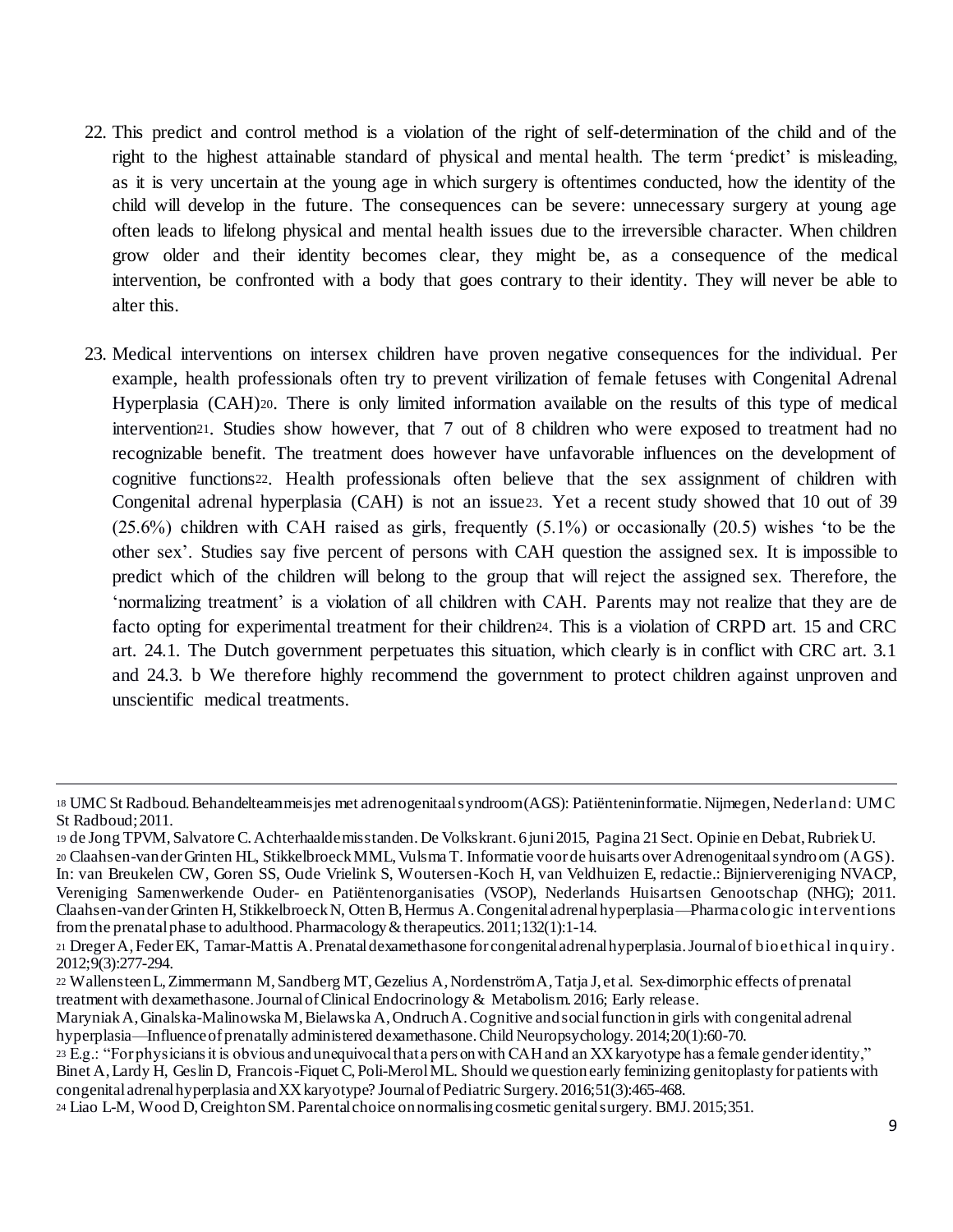22. This predict and control method is a violation of the right of self-determination of the child and of the right to the highest attainable standard of physical and mental health. The term 'predict' is misleading, as it is very uncertain at the young age in which surgery is oftentimes conducted, how the identity of the child will develop in the future. The consequences can be severe: unnecessary surgery at young age often leads to lifelong physical and mental health issues due to the irreversible character. When children grow older and their identity becomes clear, they might be, as a consequence of the medical intervention, be confronted with a body that goes contrary to their identity. They will never be able to alter this.

23. Medical interventions on intersex children have proven negative consequences for the individual. Per example, health professionals often try to prevent virilization of female fetuses with Congenital Adrenal Hyperplasia (CAH)[20]. There is only limited information available on the results of this type of medical intervention[21]. Studies show however, that 7 out of 8 children who were exposed to treatment had no recognizable benefit. The treatment does however have unfavorable influences on the development of cognitive functions[22]. Health professionals often believe that the sex assignment of children with Congenital adrenal hyperplasia (CAH) is not an issue[23]. Yet a recent study showed that 10 out of 39 (25.6%) children with CAH raised as girls, frequently (5.1%) or occasionally (20.5) wishes 'to be the other sex'. Studies say five percent of persons with CAH question the assigned sex. It is impossible to predict which of the children will belong to the group that will reject the assigned sex. Therefore, the 'normalizing treatment' is a violation of all children with CAH. Parents may not realize that they are de facto opting for experimental treatment for their children[24]. This is a violation of CRPD art. 15 and CRC art. 24.1. The Dutch government perpetuates this situation, which clearly is in conflict with CRC art. 3.1 and 24.3. b We therefore highly recommend the government to protect children against unproven and unscientific medical treatments.

---

[18] UMC St Radboud. Behandelteam meisjes met adrenogenitaal syndroom (AGS): Patiënteninformatie. Nijmegen, Nederland: UMC St Radboud; 2011.

[19] de Jong TPVM, Salvatore C. Achterhaalde misstanden. De Volkskrant. 6 juni 2015, Pagina 21 Sect. Opinie en Debat, Rubriek U.

[20] Claahsen-van der Grinten HL, Stikkelbroeck MML, Vulsma T. Informatie voor de huisarts over Adrenogenitaal syndroom (AGS). In: van Breukelen CW, Goren SS, Oude Vrielink S, Woutersen-Koch H, van Veldhuizen E, redactie.: Bijniervereniging NVACP, Vereniging Samenwerkende Ouder- en Patiëntenorganisaties (VSOP), Nederlands Huisartsen Genootschap (NHG); 2011. Claahsen-van der Grinten H, Stikkelbroeck N, Otten B, Hermus A. Congenital adrenal hyperplasia—Pharmacologic interventions from the prenatal phase to adulthood. Pharmacology & therapeutics. 2011;132(1):1-14.

[21] Dreger A, Feder EK, Tamar-Mattis A. Prenatal dexamethasone for congenital adrenal hyperplasia. Journal of bioethical inquiry. 2012;9(3):277-294.

[22] Wallensteen L, Zimmermann M, Sandberg MT, Gezelius A, Nordenström A, Tatja J, et al. Sex-dimorphic effects of prenatal treatment with dexamethasone. Journal of Clinical Endocrinology & Metabolism. 2016; Early release.
Maryniak A, Ginalska-Malinowska M, Bielawska A, Ondruch A. Cognitive and social function in girls with congenital adrenal hyperplasia—Influence of prenatally administered dexamethasone. Child Neuropsychology. 2014;20(1):60-70.

[23] E.g.: "For physicians it is obvious and unequivocal that a person with CAH and an XX karyotype has a female gender identity," Binet A, Lardy H, Geslin D, Francois-Fiquet C, Poli-Merol ML. Should we question early feminizing genitoplasty for patients with congenital adrenal hyperplasia and XX karyotype? Journal of Pediatric Surgery. 2016;51(3):465-468.

[24] Liao L-M, Wood D, Creighton SM. Parental choice on normalising cosmetic genital surgery. BMJ. 2015;351.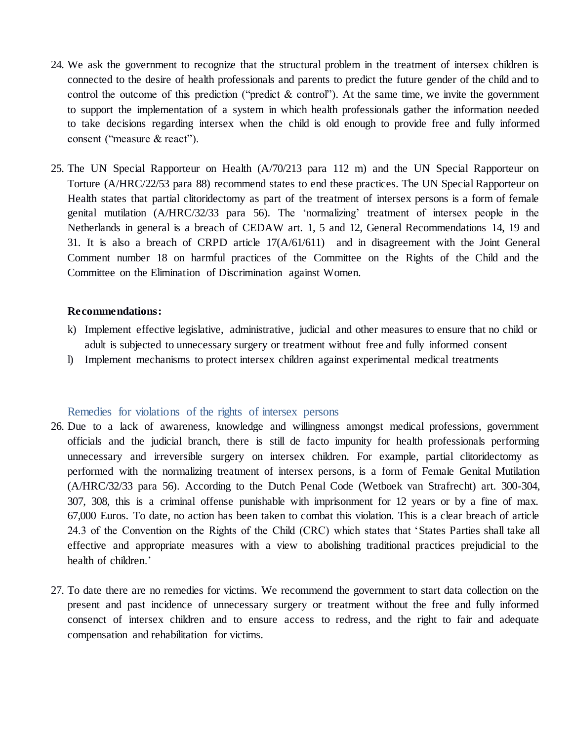24. We ask the government to recognize that the structural problem in the treatment of intersex children is connected to the desire of health professionals and parents to predict the future gender of the child and to control the outcome of this prediction ("predict & control"). At the same time, we invite the government to support the implementation of a system in which health professionals gather the information needed to take decisions regarding intersex when the child is old enough to provide free and fully informed consent ("measure & react").

25. The UN Special Rapporteur on Health (A/70/213 para 112 m) and the UN Special Rapporteur on Torture (A/HRC/22/53 para 88) recommend states to end these practices. The UN Special Rapporteur on Health states that partial clitoridectomy as part of the treatment of intersex persons is a form of female genital mutilation (A/HRC/32/33 para 56). The 'normalizing' treatment of intersex people in the Netherlands in general is a breach of CEDAW art. 1, 5 and 12, General Recommendations 14, 19 and 31. It is also a breach of CRPD article 17(A/61/611) and in disagreement with the Joint General Comment number 18 on harmful practices of the Committee on the Rights of the Child and the Committee on the Elimination of Discrimination against Women.

**Recommendations:**

k) Implement effective legislative, administrative, judicial and other measures to ensure that no child or adult is subjected to unnecessary surgery or treatment without free and fully informed consent

l) Implement mechanisms to protect intersex children against experimental medical treatments

### Remedies for violations of the rights of intersex persons

26. Due to a lack of awareness, knowledge and willingness amongst medical professions, government officials and the judicial branch, there is still de facto impunity for health professionals performing unnecessary and irreversible surgery on intersex children. For example, partial clitoridectomy as performed with the normalizing treatment of intersex persons, is a form of Female Genital Mutilation (A/HRC/32/33 para 56). According to the Dutch Penal Code (Wetboek van Strafrecht) art. 300-304, 307, 308, this is a criminal offense punishable with imprisonment for 12 years or by a fine of max. 67,000 Euros. To date, no action has been taken to combat this violation. This is a clear breach of article 24.3 of the Convention on the Rights of the Child (CRC) which states that 'States Parties shall take all effective and appropriate measures with a view to abolishing traditional practices prejudicial to the health of children.'

27. To date there are no remedies for victims. We recommend the government to start data collection on the present and past incidence of unnecessary surgery or treatment without the free and fully informed consenct of intersex children and to ensure access to redress, and the right to fair and adequate compensation and rehabilitation for victims.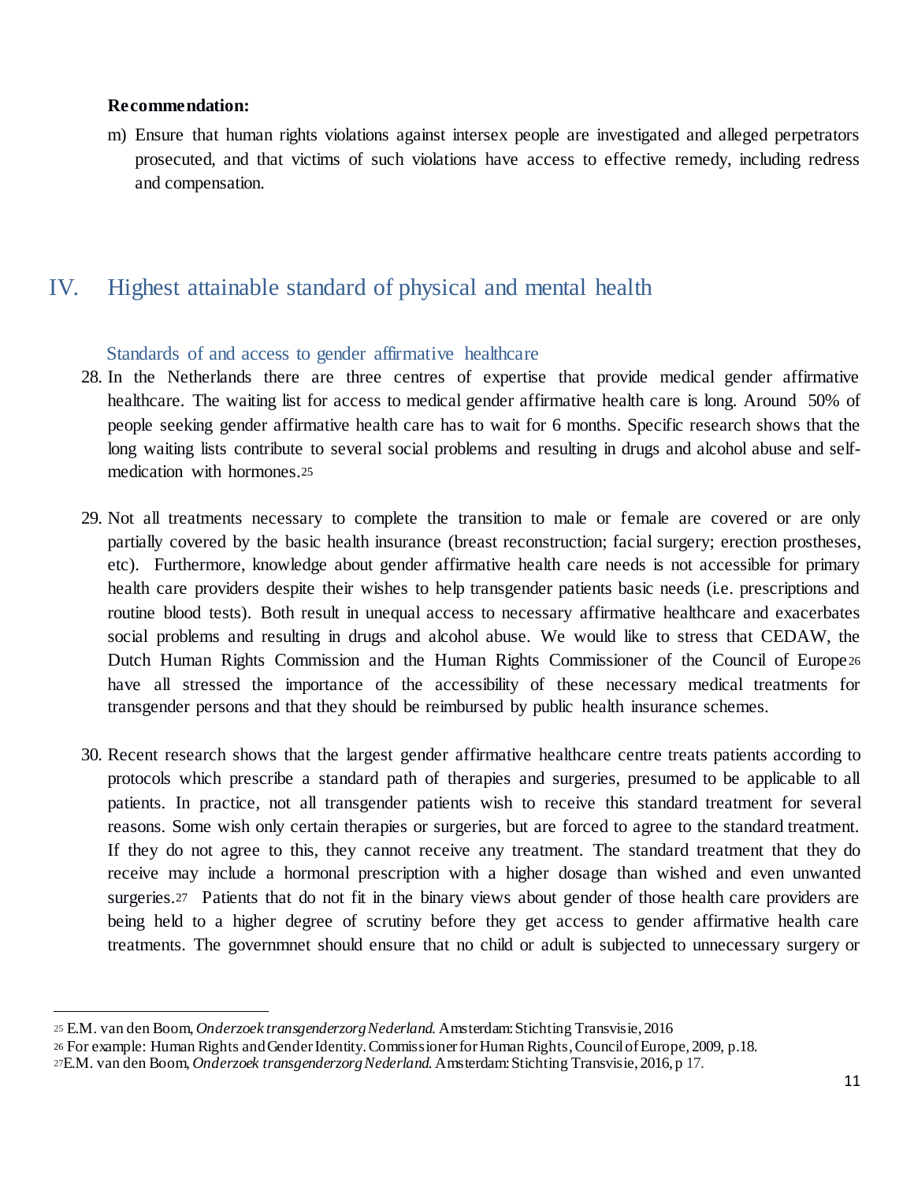**Recommendation:**

m) Ensure that human rights violations against intersex people are investigated and alleged perpetrators prosecuted, and that victims of such violations have access to effective remedy, including redress and compensation.

# IV. Highest attainable standard of physical and mental health

## Standards of and access to gender affirmative healthcare

28. In the Netherlands there are three centres of expertise that provide medical gender affirmative healthcare. The waiting list for access to medical gender affirmative health care is long. Around 50% of people seeking gender affirmative health care has to wait for 6 months. Specific research shows that the long waiting lists contribute to several social problems and resulting in drugs and alcohol abuse and self-medication with hormones.[25]

29. Not all treatments necessary to complete the transition to male or female are covered or are only partially covered by the basic health insurance (breast reconstruction; facial surgery; erection prostheses, etc). Furthermore, knowledge about gender affirmative health care needs is not accessible for primary health care providers despite their wishes to help transgender patients basic needs (i.e. prescriptions and routine blood tests). Both result in unequal access to necessary affirmative healthcare and exacerbates social problems and resulting in drugs and alcohol abuse. We would like to stress that CEDAW, the Dutch Human Rights Commission and the Human Rights Commissioner of the Council of Europe[26] have all stressed the importance of the accessibility of these necessary medical treatments for transgender persons and that they should be reimbursed by public health insurance schemes.

30. Recent research shows that the largest gender affirmative healthcare centre treats patients according to protocols which prescribe a standard path of therapies and surgeries, presumed to be applicable to all patients. In practice, not all transgender patients wish to receive this standard treatment for several reasons. Some wish only certain therapies or surgeries, but are forced to agree to the standard treatment. If they do not agree to this, they cannot receive any treatment. The standard treatment that they do receive may include a hormonal prescription with a higher dosage than wished and even unwanted surgeries.[27] Patients that do not fit in the binary views about gender of those health care providers are being held to a higher degree of scrutiny before they get access to gender affirmative health care treatments. The governmnet should ensure that no child or adult is subjected to unnecessary surgery or

---

[25] E.M. van den Boom, *Onderzoek transgenderzorg Nederland*. Amsterdam: Stichting Transvisie, 2016

[26] For example: Human Rights and Gender Identity. Commissioner for Human Rights, Council of Europe, 2009, p.18.

[27] E.M. van den Boom, *Onderzoek transgenderzorg Nederland*. Amsterdam: Stichting Transvisie, 2016, p 17.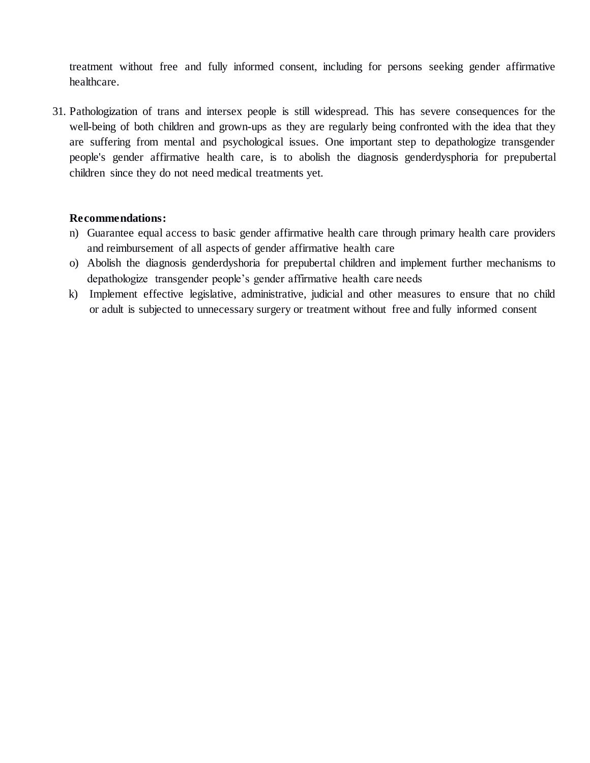treatment without free and fully informed consent, including for persons seeking gender affirmative healthcare.

31. Pathologization of trans and intersex people is still widespread. This has severe consequences for the well-being of both children and grown-ups as they are regularly being confronted with the idea that they are suffering from mental and psychological issues. One important step to depathologize transgender people's gender affirmative health care, is to abolish the diagnosis genderdysphoria for prepubertal children since they do not need medical treatments yet.

**Recommendations:**

n) Guarantee equal access to basic gender affirmative health care through primary health care providers and reimbursement of all aspects of gender affirmative health care

o) Abolish the diagnosis genderdyshoria for prepubertal children and implement further mechanisms to depathologize transgender people's gender affirmative health care needs

k) Implement effective legislative, administrative, judicial and other measures to ensure that no child or adult is subjected to unnecessary surgery or treatment without free and fully informed consent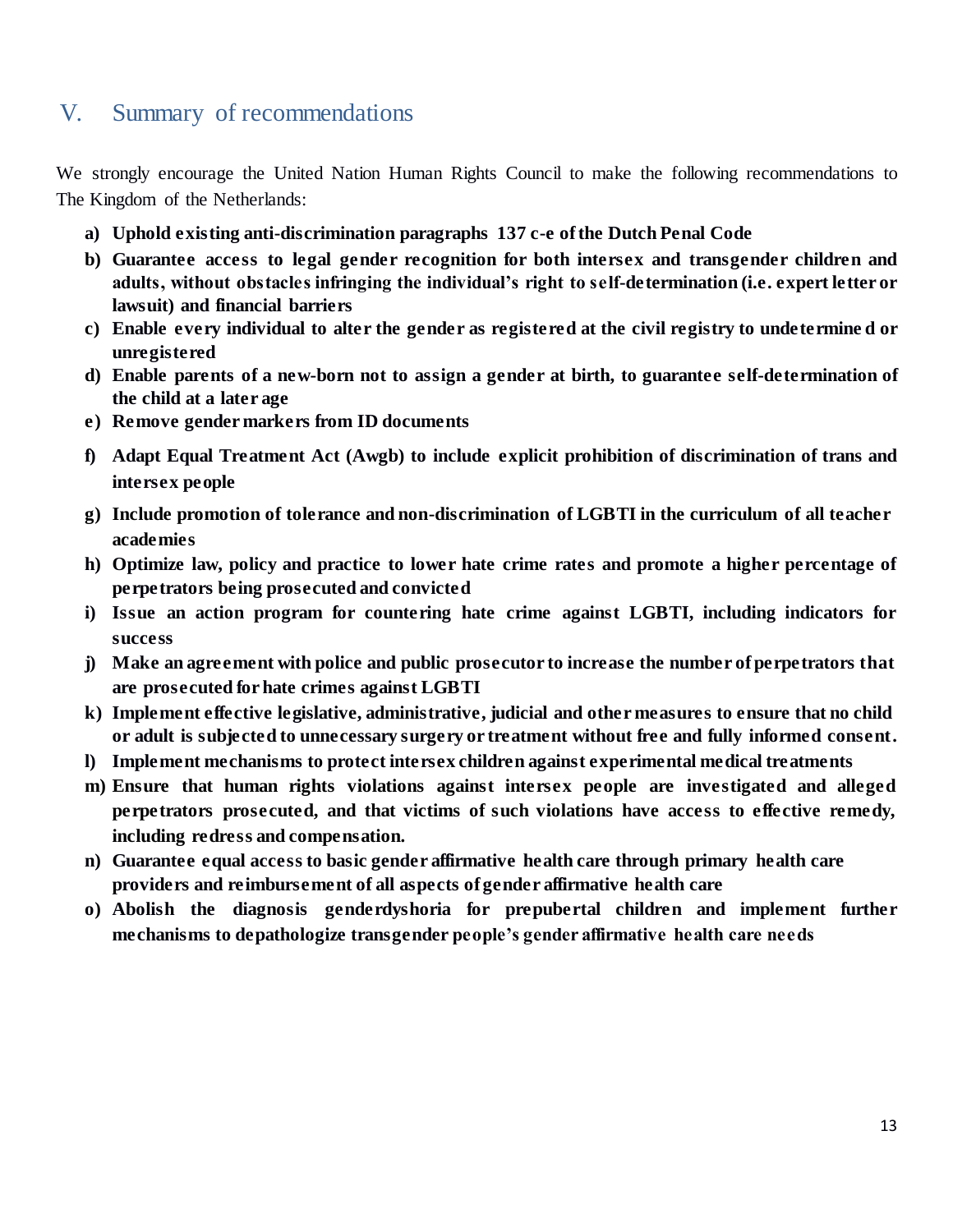## V. Summary of recommendations

We strongly encourage the United Nation Human Rights Council to make the following recommendations to The Kingdom of the Netherlands:

a) **Uphold existing anti-discrimination paragraphs 137 c-e of the Dutch Penal Code**
b) **Guarantee access to legal gender recognition for both intersex and transgender children and adults, without obstacles infringing the individual's right to self-determination (i.e. expert letter or lawsuit) and financial barriers**
c) **Enable every individual to alter the gender as registered at the civil registry to undetermined or unregistered**
d) **Enable parents of a new-born not to assign a gender at birth, to guarantee self-determination of the child at a later age**
e) **Remove gender markers from ID documents**
f) **Adapt Equal Treatment Act (Awgb) to include explicit prohibition of discrimination of trans and intersex people**
g) **Include promotion of tolerance and non-discrimination of LGBTI in the curriculum of all teacher academies**
h) **Optimize law, policy and practice to lower hate crime rates and promote a higher percentage of perpetrators being prosecuted and convicted**
i) **Issue an action program for countering hate crime against LGBTI, including indicators for success**
j) **Make an agreement with police and public prosecutor to increase the number of perpetrators that are prosecuted for hate crimes against LGBTI**
k) **Implement effective legislative, administrative, judicial and other measures to ensure that no child or adult is subjected to unnecessary surgery or treatment without free and fully informed consent.**
l) **Implement mechanisms to protect intersex children against experimental medical treatments**
m) **Ensure that human rights violations against intersex people are investigated and alleged perpetrators prosecuted, and that victims of such violations have access to effective remedy, including redress and compensation.**
n) **Guarantee equal access to basic gender affirmative health care through primary health care providers and reimbursement of all aspects of gender affirmative health care**
o) **Abolish the diagnosis genderdyshoria for prepubertal children and implement further mechanisms to depathologize transgender people's gender affirmative health care needs**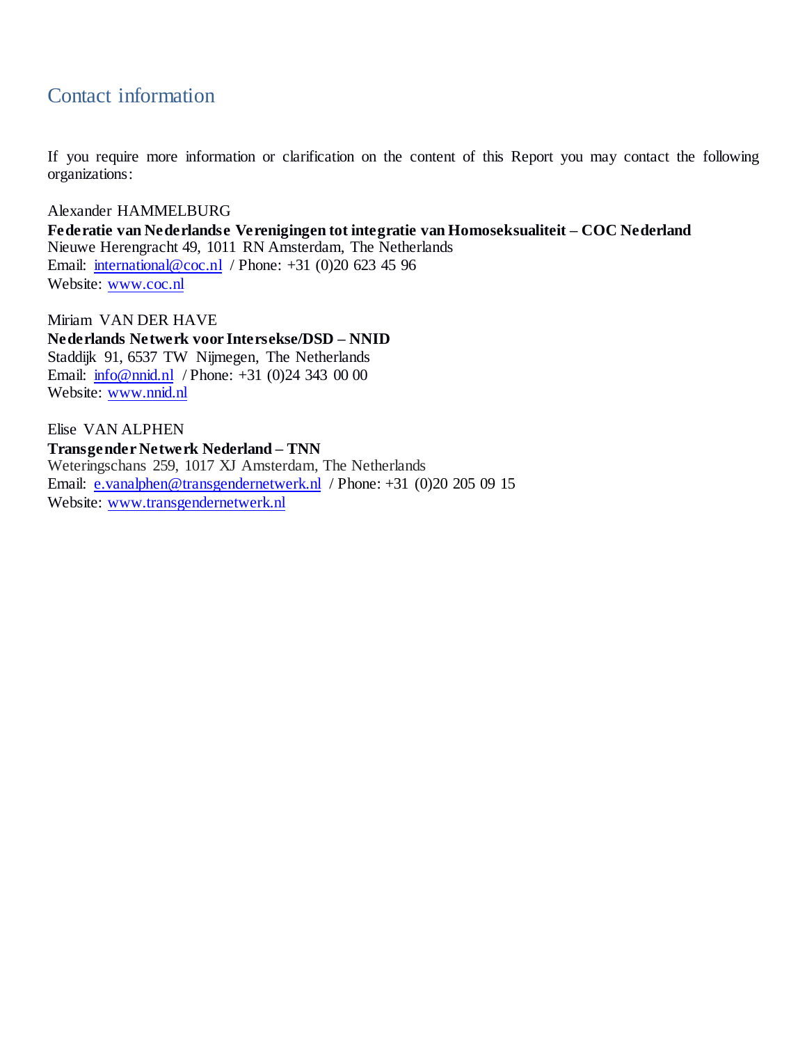## Contact information

If you require more information or clarification on the content of this Report you may contact the following organizations:

Alexander HAMMELBURG
**Federatie van Nederlandse Verenigingen tot integratie van Homoseksualiteit – COC Nederland**
Nieuwe Herengracht 49, 1011 RN Amsterdam, The Netherlands
Email: international@coc.nl / Phone: +31 (0)20 623 45 96
Website: www.coc.nl

Miriam VAN DER HAVE
**Nederlands Netwerk voor Intersekse/DSD – NNID**
Staddijk 91, 6537 TW Nijmegen, The Netherlands
Email: info@nnid.nl / Phone: +31 (0)24 343 00 00
Website: www.nnid.nl

Elise VAN ALPHEN
**Transgender Netwerk Nederland – TNN**
Weteringschans 259, 1017 XJ Amsterdam, The Netherlands
Email: e.vanalphen@transgendernetwerk.nl / Phone: +31 (0)20 205 09 15
Website: www.transgendernetwerk.nl